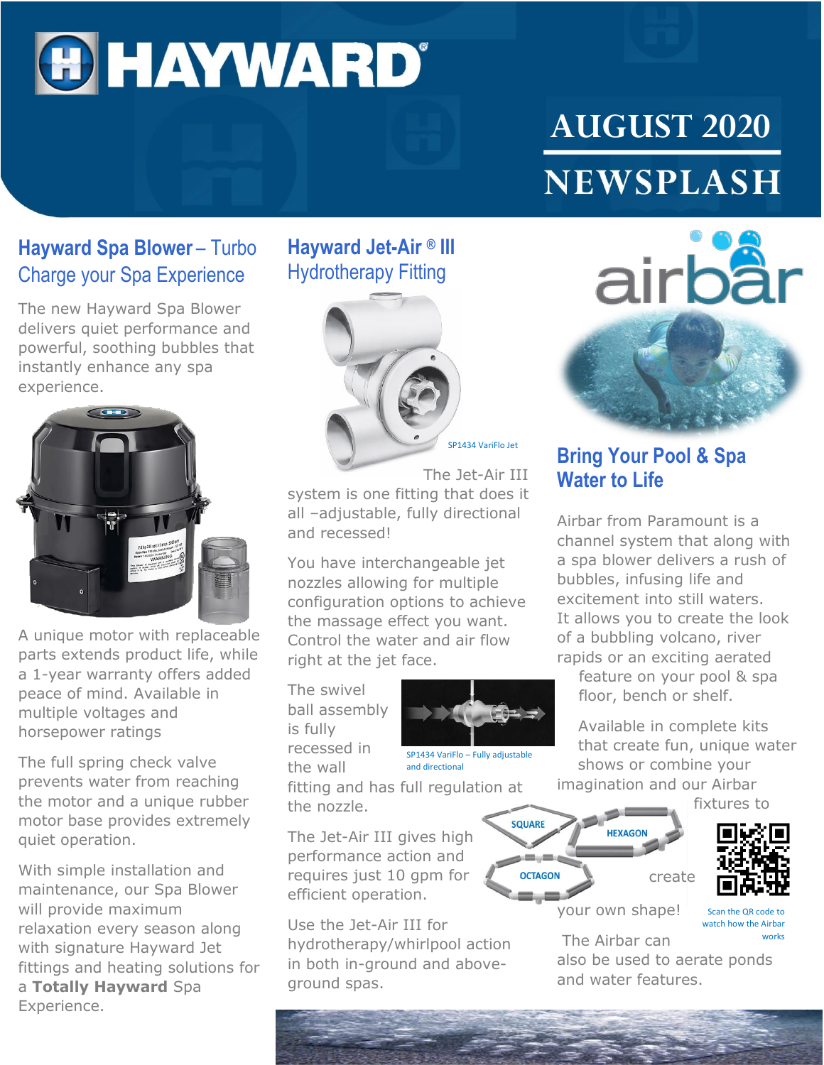# HAYWARD

# AUGUST 2020 NEWSPLASH

## Hayward Spa Blower – Turbo Charge your Spa Experience

The new Hayward Spa Blower delivers quiet performance and powerful, soothing bubbles that instantly enhance any spa experience.

A unique motor with replaceable parts extends product life, while a 1-year warranty offers added peace of mind. Available in multiple voltages and horsepower ratings

The full spring check valve prevents water from reaching the motor and a unique rubber motor base provides extremely quiet operation.

With simple installation and maintenance, our Spa Blower will provide maximum relaxation every season along with signature Hayward Jet fittings and heating solutions for a **Totally Hayward** Spa Experience.

## Hayward Jet-Air ® III Hydrotherapy Fitting

SP1434 VariFlo Jet

The Jet-Air III system is one fitting that does it all –adjustable, fully directional and recessed!

You have interchangeable jet nozzles allowing for multiple configuration options to achieve the massage effect you want. Control the water and air flow right at the jet face.

The swivel ball assembly is fully recessed in the wall fitting and has full regulation at the nozzle.

SP1434 VariFlo – Fully adjustable and directional

The Jet-Air III gives high performance action and requires just 10 gpm for efficient operation.

Use the Jet-Air III for hydrotherapy/whirlpool action in both in-ground and above-ground spas.

## airbar

## Bring Your Pool & Spa Water to Life

Airbar from Paramount is a channel system that along with a spa blower delivers a rush of bubbles, infusing life and excitement into still waters. It allows you to create the look of a bubbling volcano, river rapids or an exciting aerated feature on your pool & spa floor, bench or shelf.

Available in complete kits that create fun, unique water shows or combine your imagination and our Airbar fixtures to create your own shape!

SQUARE HEXAGON OCTAGON

Scan the QR code to watch how the Airbar works

The Airbar can also be used to aerate ponds and water features.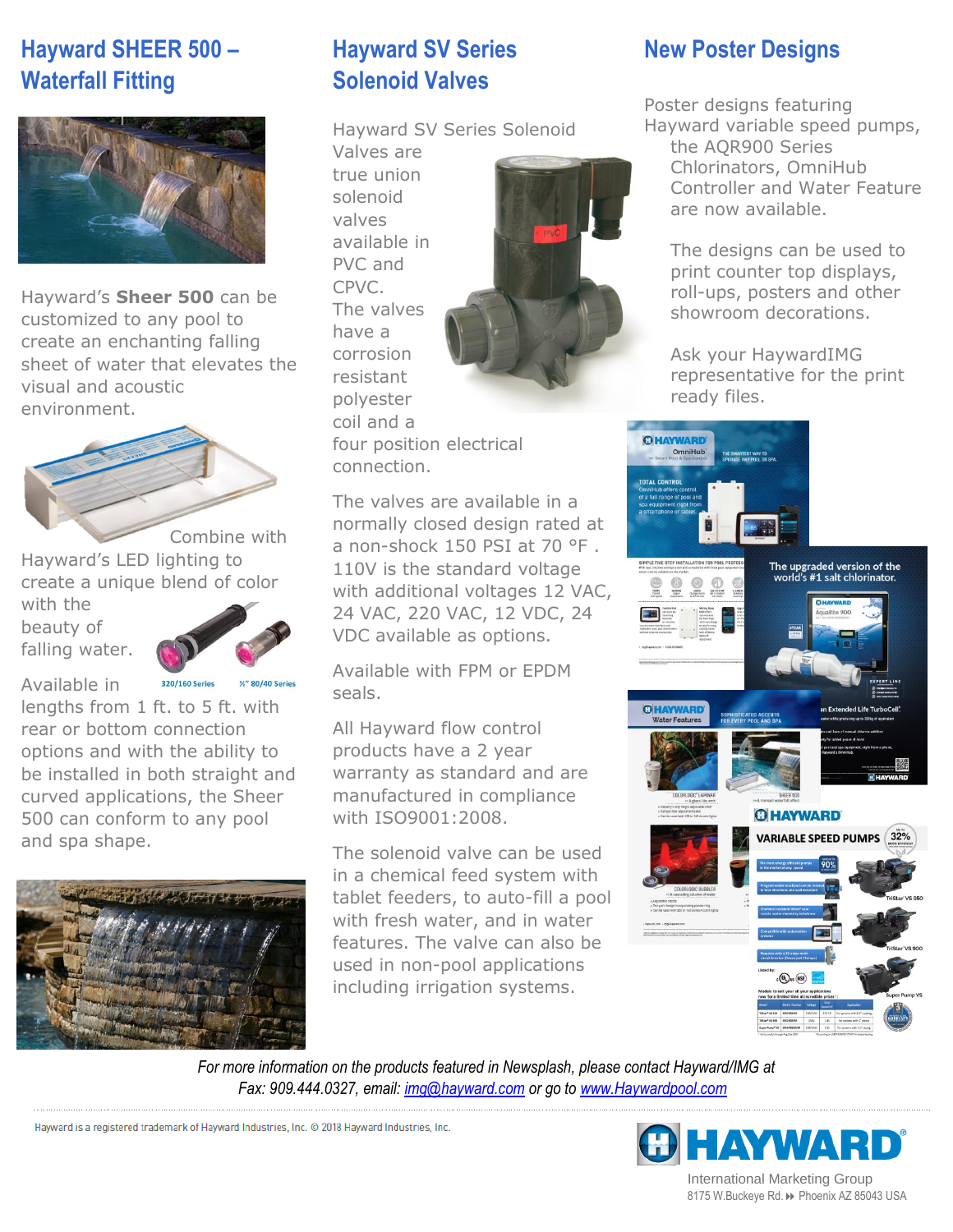## Hayward SHEER 500 – Waterfall Fitting

Hayward's **Sheer 500** can be customized to any pool to create an enchanting falling sheet of water that elevates the visual and acoustic environment.

Combine with Hayward's LED lighting to create a unique blend of color with the beauty of falling water.

320/160 Series

½" 80/40 Series

Available in lengths from 1 ft. to 5 ft. with rear or bottom connection options and with the ability to be installed in both straight and curved applications, the Sheer 500 can conform to any pool and spa shape.

## Hayward SV Series Solenoid Valves

Hayward SV Series Solenoid Valves are true union solenoid valves available in PVC and CPVC. The valves have a corrosion resistant polyester coil and a four position electrical connection.

The valves are available in a normally closed design rated at a non-shock 150 PSI at 70 °F . 110V is the standard voltage with additional voltages 12 VAC, 24 VAC, 220 VAC, 12 VDC, 24 VDC available as options.

Available with FPM or EPDM seals.

All Hayward flow control products have a 2 year warranty as standard and are manufactured in compliance with ISO9001:2008.

The solenoid valve can be used in a chemical feed system with tablet feeders, to auto-fill a pool with fresh water, and in water features. The valve can also be used in non-pool applications including irrigation systems.

## New Poster Designs

Poster designs featuring Hayward variable speed pumps, the AQR900 Series Chlorinators, OmniHub Controller and Water Feature are now available.

The designs can be used to print counter top displays, roll-ups, posters and other showroom decorations.

Ask your HaywardIMG representative for the print ready files.

*For more information on the products featured in Newsplash, please contact Hayward/IMG at Fax: 909.444.0327, email: img@hayward.com or go to www.Haywardpool.com*

Hayward is a registered trademark of Hayward Industries, Inc. © 2018 Hayward Industries, Inc.

HAYWARD®

International Marketing Group
8175 W.Buckeye Rd. ▸▸ Phoenix AZ 85043 USA